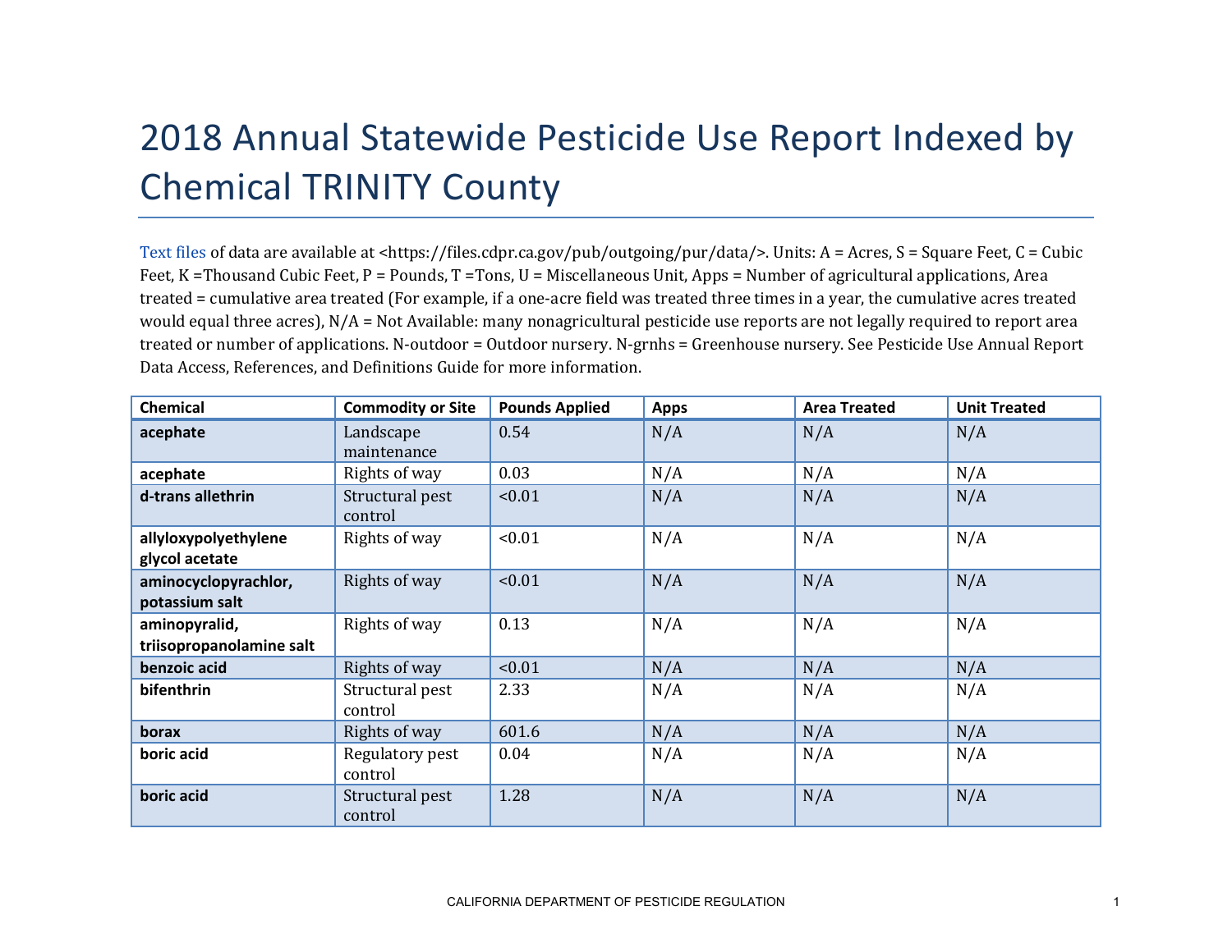# 2018 Annual Statewide Pesticide Use Report Indexed by Chemical TRINITY County

Text files of data are available at <https://files.cdpr.ca.gov/pub/outgoing/pur/data/>. Units: A = Acres, S = Square Feet, C = Cubic Feet, K =Thousand Cubic Feet, P = Pounds, T =Tons, U = Miscellaneous Unit, Apps = Number of agricultural applications, Area treated = cumulative area treated (For example, if a one-acre field was treated three times in a year, the cumulative acres treated would equal three acres), N/A = Not Available: many nonagricultural pesticide use reports are not legally required to report area treated or number of applications. N-outdoor = Outdoor nursery. N-grnhs = Greenhouse nursery. See Pesticide Use Annual Report Data Access, References, and Definitions Guide for more information.

| Chemical | Commodity or Site | Pounds Applied | Apps | Area Treated | Unit Treated |
|---|---|---|---|---|---|
| **acephate** | Landscape maintenance | 0.54 | N/A | N/A | N/A |
| **acephate** | Rights of way | 0.03 | N/A | N/A | N/A |
| **d-trans allethrin** | Structural pest control | <0.01 | N/A | N/A | N/A |
| **allyloxypolyethylene glycol acetate** | Rights of way | <0.01 | N/A | N/A | N/A |
| **aminocyclopyrachlor, potassium salt** | Rights of way | <0.01 | N/A | N/A | N/A |
| **aminopyralid, triisopropanolamine salt** | Rights of way | 0.13 | N/A | N/A | N/A |
| **benzoic acid** | Rights of way | <0.01 | N/A | N/A | N/A |
| **bifenthrin** | Structural pest control | 2.33 | N/A | N/A | N/A |
| **borax** | Rights of way | 601.6 | N/A | N/A | N/A |
| **boric acid** | Regulatory pest control | 0.04 | N/A | N/A | N/A |
| **boric acid** | Structural pest control | 1.28 | N/A | N/A | N/A |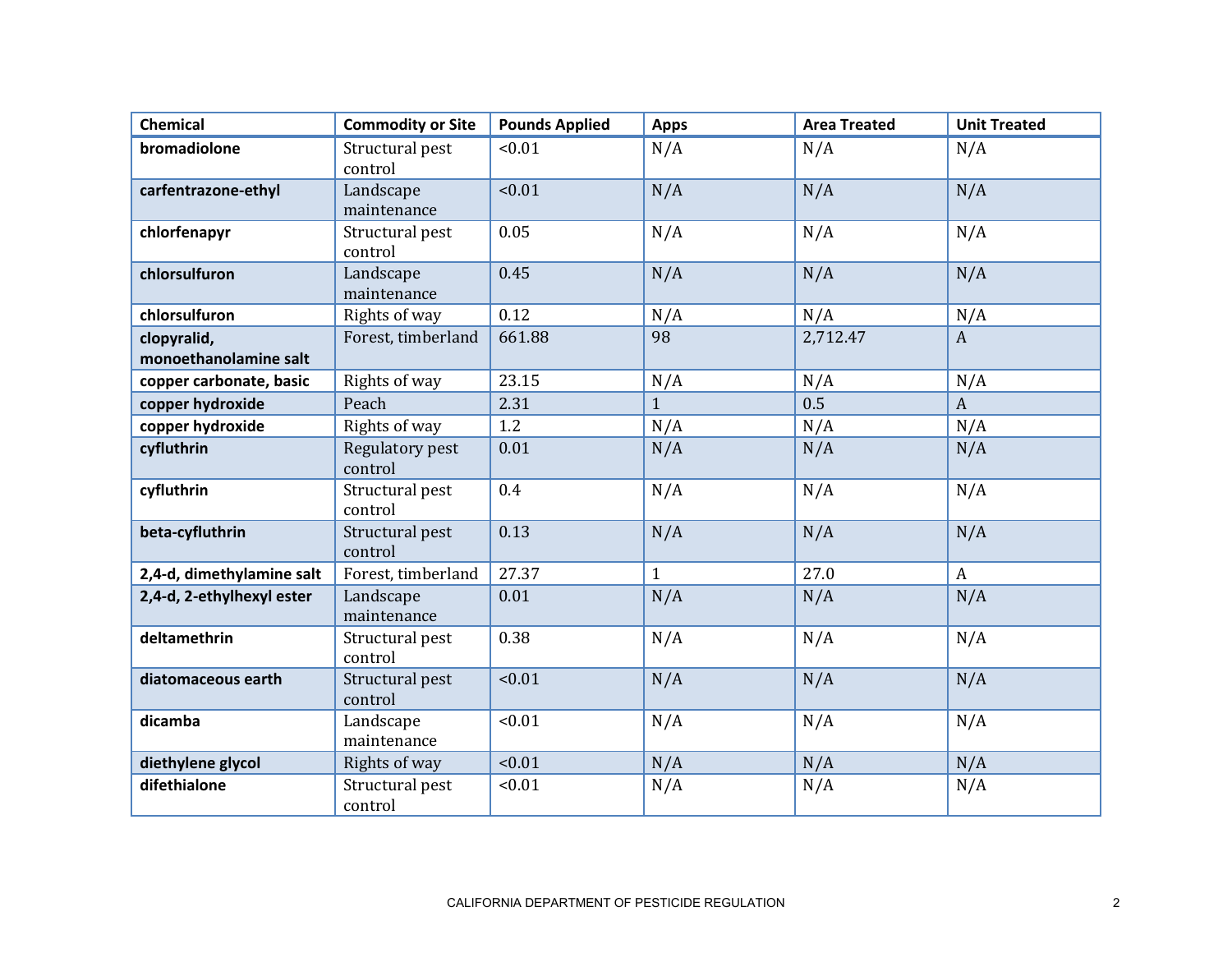| Chemical | Commodity or Site | Pounds Applied | Apps | Area Treated | Unit Treated |
|---|---|---|---|---|---|
| **bromadiolone** | Structural pest control | <0.01 | N/A | N/A | N/A |
| **carfentrazone-ethyl** | Landscape maintenance | <0.01 | N/A | N/A | N/A |
| **chlorfenapyr** | Structural pest control | 0.05 | N/A | N/A | N/A |
| **chlorsulfuron** | Landscape maintenance | 0.45 | N/A | N/A | N/A |
| **chlorsulfuron** | Rights of way | 0.12 | N/A | N/A | N/A |
| **clopyralid, monoethanolamine salt** | Forest, timberland | 661.88 | 98 | 2,712.47 | A |
| **copper carbonate, basic** | Rights of way | 23.15 | N/A | N/A | N/A |
| **copper hydroxide** | Peach | 2.31 | 1 | 0.5 | A |
| **copper hydroxide** | Rights of way | 1.2 | N/A | N/A | N/A |
| **cyfluthrin** | Regulatory pest control | 0.01 | N/A | N/A | N/A |
| **cyfluthrin** | Structural pest control | 0.4 | N/A | N/A | N/A |
| **beta-cyfluthrin** | Structural pest control | 0.13 | N/A | N/A | N/A |
| **2,4-d, dimethylamine salt** | Forest, timberland | 27.37 | 1 | 27.0 | A |
| **2,4-d, 2-ethylhexyl ester** | Landscape maintenance | 0.01 | N/A | N/A | N/A |
| **deltamethrin** | Structural pest control | 0.38 | N/A | N/A | N/A |
| **diatomaceous earth** | Structural pest control | <0.01 | N/A | N/A | N/A |
| **dicamba** | Landscape maintenance | <0.01 | N/A | N/A | N/A |
| **diethylene glycol** | Rights of way | <0.01 | N/A | N/A | N/A |
| **difethialone** | Structural pest control | <0.01 | N/A | N/A | N/A |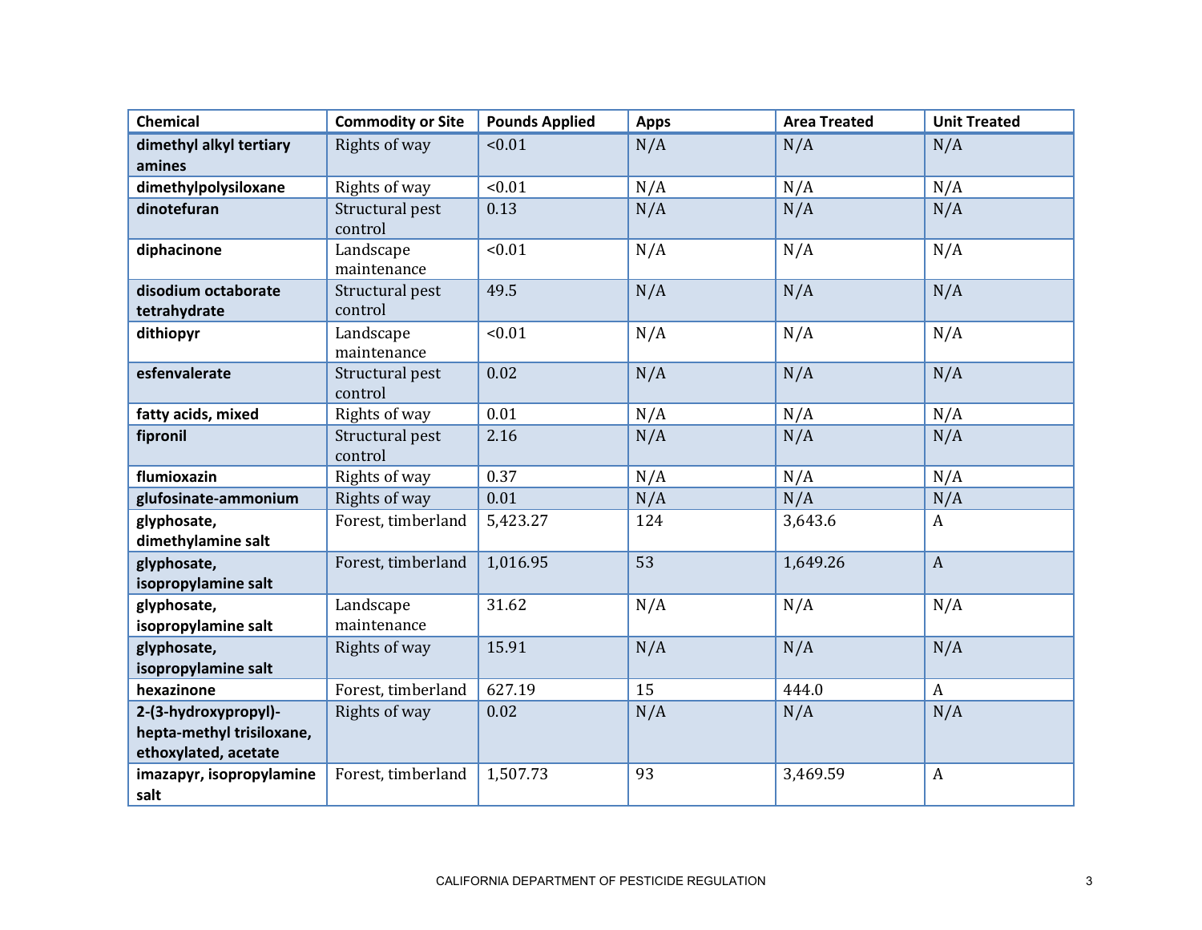| Chemical | Commodity or Site | Pounds Applied | Apps | Area Treated | Unit Treated |
|---|---|---|---|---|---|
| **dimethyl alkyl tertiary amines** | Rights of way | <0.01 | N/A | N/A | N/A |
| **dimethylpolysiloxane** | Rights of way | <0.01 | N/A | N/A | N/A |
| **dinotefuran** | Structural pest control | 0.13 | N/A | N/A | N/A |
| **diphacinone** | Landscape maintenance | <0.01 | N/A | N/A | N/A |
| **disodium octaborate tetrahydrate** | Structural pest control | 49.5 | N/A | N/A | N/A |
| **dithiopyr** | Landscape maintenance | <0.01 | N/A | N/A | N/A |
| **esfenvalerate** | Structural pest control | 0.02 | N/A | N/A | N/A |
| **fatty acids, mixed** | Rights of way | 0.01 | N/A | N/A | N/A |
| **fipronil** | Structural pest control | 2.16 | N/A | N/A | N/A |
| **flumioxazin** | Rights of way | 0.37 | N/A | N/A | N/A |
| **glufosinate-ammonium** | Rights of way | 0.01 | N/A | N/A | N/A |
| **glyphosate, dimethylamine salt** | Forest, timberland | 5,423.27 | 124 | 3,643.6 | A |
| **glyphosate, isopropylamine salt** | Forest, timberland | 1,016.95 | 53 | 1,649.26 | A |
| **glyphosate, isopropylamine salt** | Landscape maintenance | 31.62 | N/A | N/A | N/A |
| **glyphosate, isopropylamine salt** | Rights of way | 15.91 | N/A | N/A | N/A |
| **hexazinone** | Forest, timberland | 627.19 | 15 | 444.0 | A |
| **2-(3-hydroxypropyl)-hepta-methyl trisiloxane, ethoxylated, acetate** | Rights of way | 0.02 | N/A | N/A | N/A |
| **imazapyr, isopropylamine salt** | Forest, timberland | 1,507.73 | 93 | 3,469.59 | A |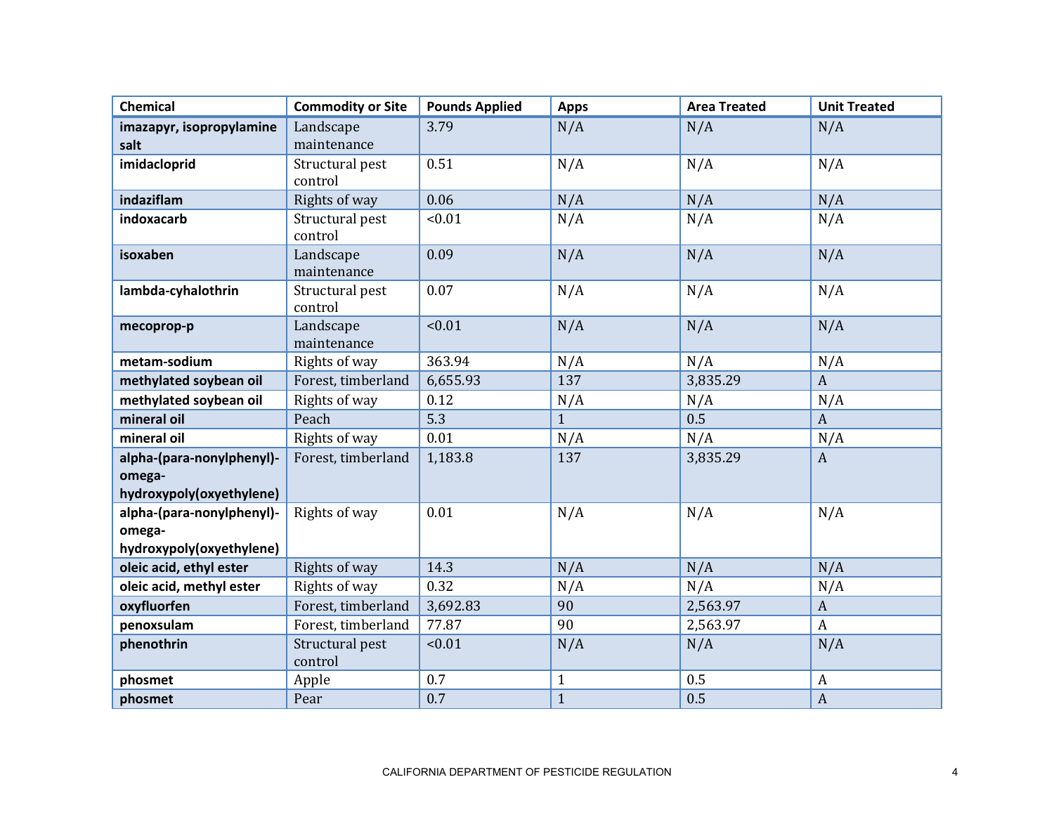| Chemical | Commodity or Site | Pounds Applied | Apps | Area Treated | Unit Treated |
|---|---|---|---|---|---|
| **imazapyr, isopropylamine salt** | Landscape maintenance | 3.79 | N/A | N/A | N/A |
| **imidacloprid** | Structural pest control | 0.51 | N/A | N/A | N/A |
| **indaziflam** | Rights of way | 0.06 | N/A | N/A | N/A |
| **indoxacarb** | Structural pest control | <0.01 | N/A | N/A | N/A |
| **isoxaben** | Landscape maintenance | 0.09 | N/A | N/A | N/A |
| **lambda-cyhalothrin** | Structural pest control | 0.07 | N/A | N/A | N/A |
| **mecoprop-p** | Landscape maintenance | <0.01 | N/A | N/A | N/A |
| **metam-sodium** | Rights of way | 363.94 | N/A | N/A | N/A |
| **methylated soybean oil** | Forest, timberland | 6,655.93 | 137 | 3,835.29 | A |
| **methylated soybean oil** | Rights of way | 0.12 | N/A | N/A | N/A |
| **mineral oil** | Peach | 5.3 | 1 | 0.5 | A |
| **mineral oil** | Rights of way | 0.01 | N/A | N/A | N/A |
| **alpha-(para-nonylphenyl)-omega-hydroxypoly(oxyethylene)** | Forest, timberland | 1,183.8 | 137 | 3,835.29 | A |
| **alpha-(para-nonylphenyl)-omega-hydroxypoly(oxyethylene)** | Rights of way | 0.01 | N/A | N/A | N/A |
| **oleic acid, ethyl ester** | Rights of way | 14.3 | N/A | N/A | N/A |
| **oleic acid, methyl ester** | Rights of way | 0.32 | N/A | N/A | N/A |
| **oxyfluorfen** | Forest, timberland | 3,692.83 | 90 | 2,563.97 | A |
| **penoxsulam** | Forest, timberland | 77.87 | 90 | 2,563.97 | A |
| **phenothrin** | Structural pest control | <0.01 | N/A | N/A | N/A |
| **phosmet** | Apple | 0.7 | 1 | 0.5 | A |
| **phosmet** | Pear | 0.7 | 1 | 0.5 | A |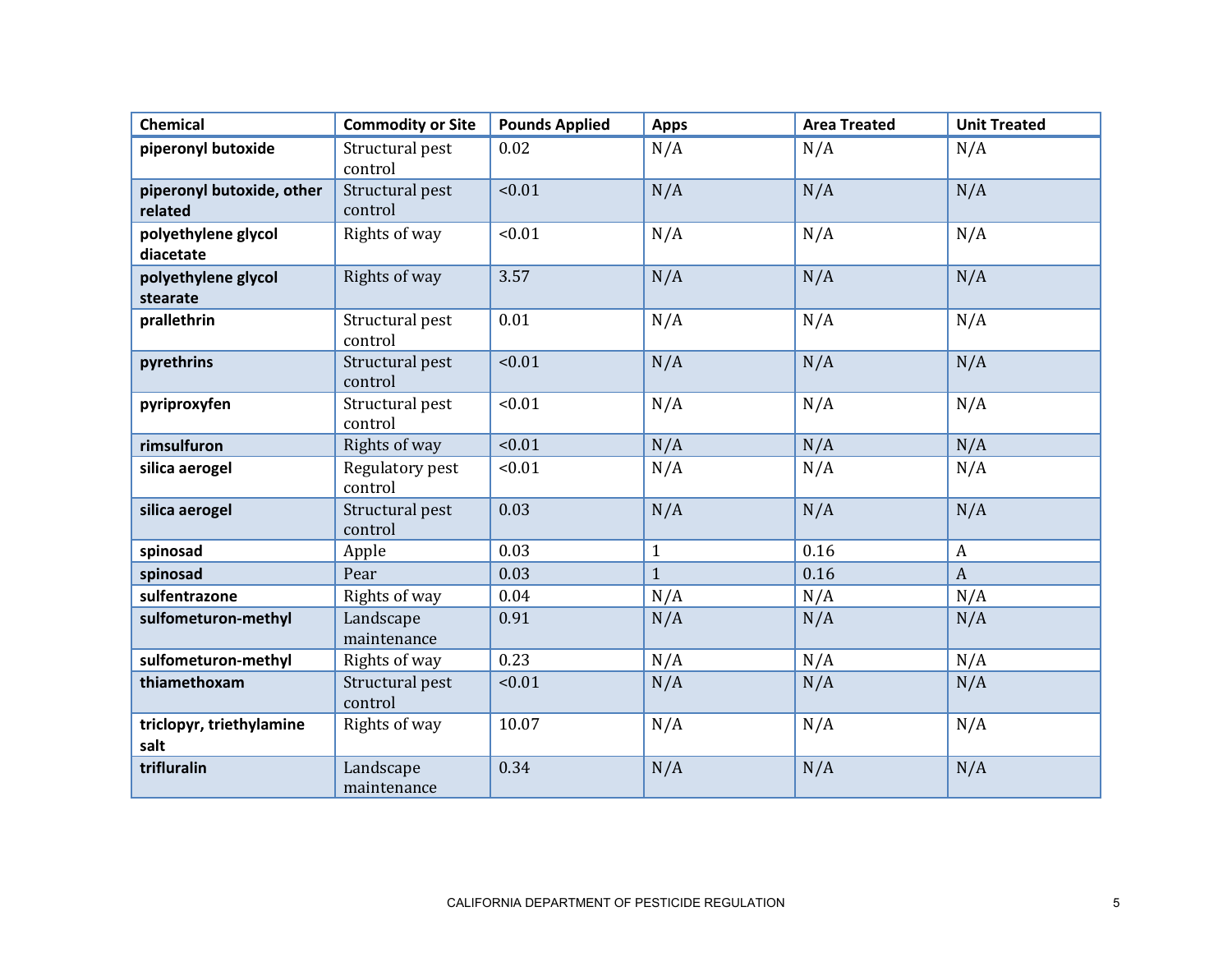| Chemical | Commodity or Site | Pounds Applied | Apps | Area Treated | Unit Treated |
|---|---|---|---|---|---|
| **piperonyl butoxide** | Structural pest control | 0.02 | N/A | N/A | N/A |
| **piperonyl butoxide, other related** | Structural pest control | <0.01 | N/A | N/A | N/A |
| **polyethylene glycol diacetate** | Rights of way | <0.01 | N/A | N/A | N/A |
| **polyethylene glycol stearate** | Rights of way | 3.57 | N/A | N/A | N/A |
| **prallethrin** | Structural pest control | 0.01 | N/A | N/A | N/A |
| **pyrethrins** | Structural pest control | <0.01 | N/A | N/A | N/A |
| **pyriproxyfen** | Structural pest control | <0.01 | N/A | N/A | N/A |
| **rimsulfuron** | Rights of way | <0.01 | N/A | N/A | N/A |
| **silica aerogel** | Regulatory pest control | <0.01 | N/A | N/A | N/A |
| **silica aerogel** | Structural pest control | 0.03 | N/A | N/A | N/A |
| **spinosad** | Apple | 0.03 | 1 | 0.16 | A |
| **spinosad** | Pear | 0.03 | 1 | 0.16 | A |
| **sulfentrazone** | Rights of way | 0.04 | N/A | N/A | N/A |
| **sulfometuron-methyl** | Landscape maintenance | 0.91 | N/A | N/A | N/A |
| **sulfometuron-methyl** | Rights of way | 0.23 | N/A | N/A | N/A |
| **thiamethoxam** | Structural pest control | <0.01 | N/A | N/A | N/A |
| **triclopyr, triethylamine salt** | Rights of way | 10.07 | N/A | N/A | N/A |
| **trifluralin** | Landscape maintenance | 0.34 | N/A | N/A | N/A |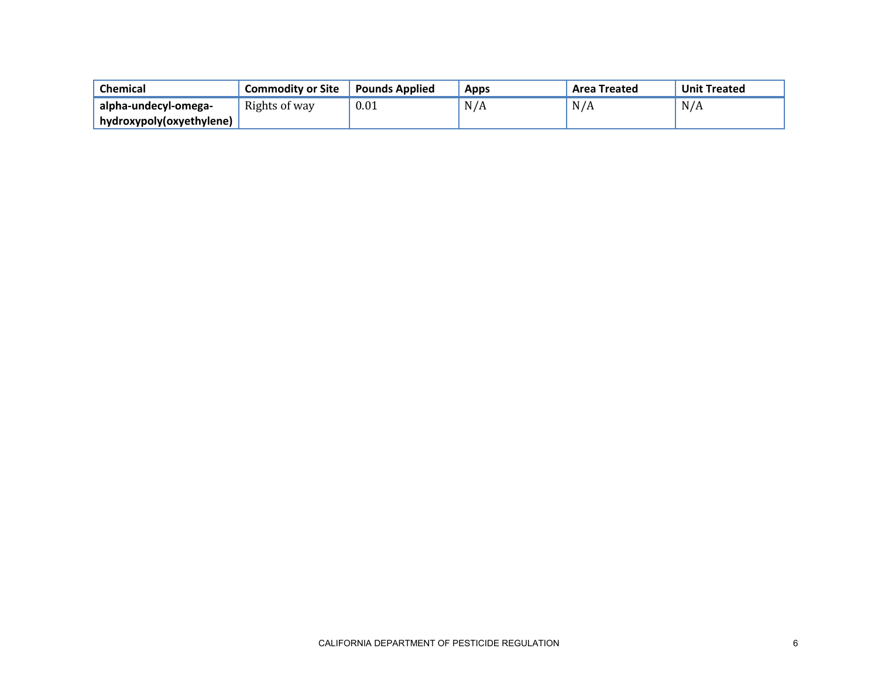| Chemical | Commodity or Site | Pounds Applied | Apps | Area Treated | Unit Treated |
|---|---|---|---|---|---|
| **alpha-undecyl-omega-hydroxypoly(oxyethylene)** | Rights of way | 0.01 | N/A | N/A | N/A |